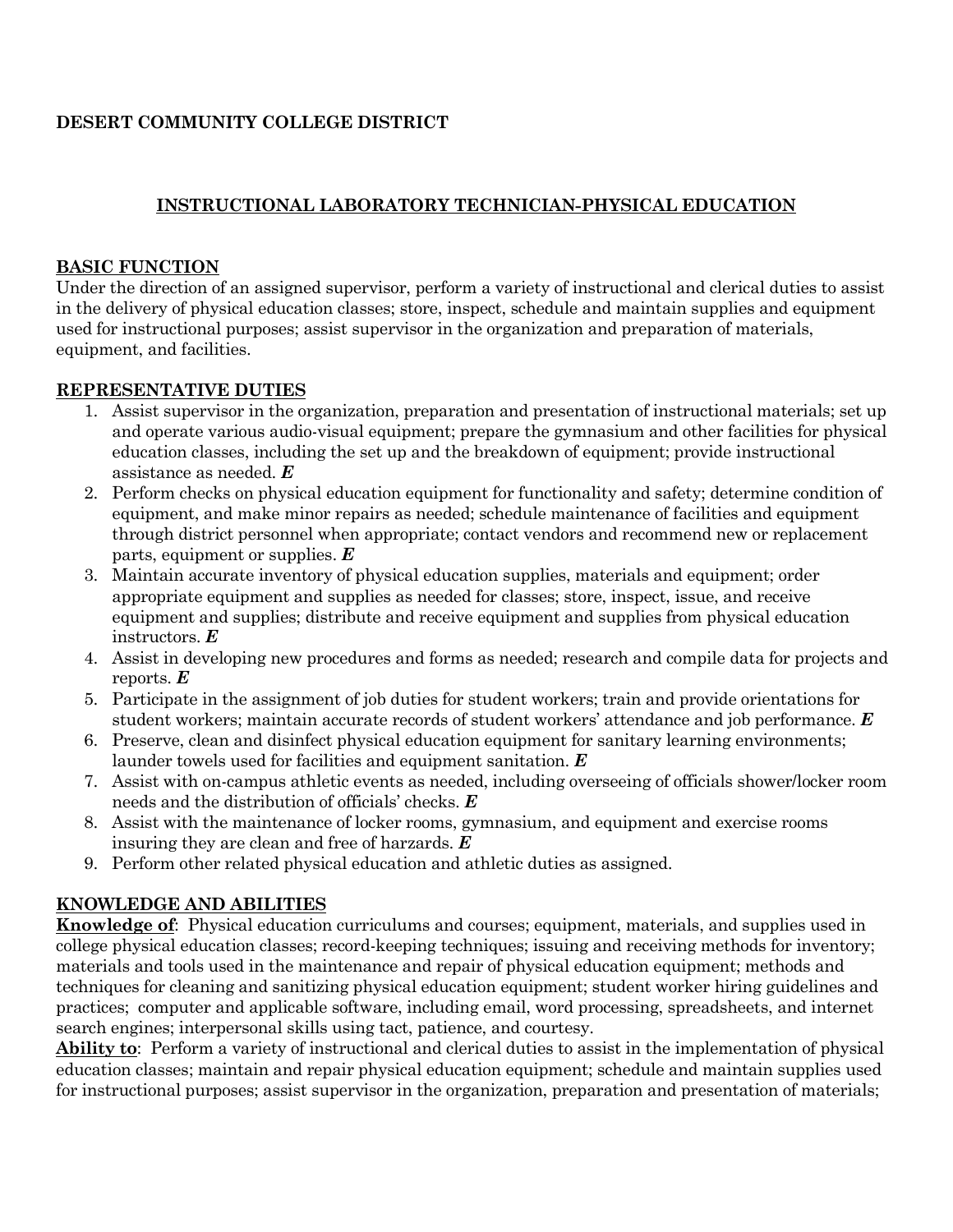**DESERT COMMUNITY COLLEGE DISTRICT**

## INSTRUCTIONAL LABORATORY TECHNICIAN-PHYSICAL EDUCATION

### BASIC FUNCTION

Under the direction of an assigned supervisor, perform a variety of instructional and clerical duties to assist in the delivery of physical education classes; store, inspect, schedule and maintain supplies and equipment used for instructional purposes; assist supervisor in the organization and preparation of materials, equipment, and facilities.

### REPRESENTATIVE DUTIES

1. Assist supervisor in the organization, preparation and presentation of instructional materials; set up and operate various audio-visual equipment; prepare the gymnasium and other facilities for physical education classes, including the set up and the breakdown of equipment; provide instructional assistance as needed. ***E***
2. Perform checks on physical education equipment for functionality and safety; determine condition of equipment, and make minor repairs as needed; schedule maintenance of facilities and equipment through district personnel when appropriate; contact vendors and recommend new or replacement parts, equipment or supplies. ***E***
3. Maintain accurate inventory of physical education supplies, materials and equipment; order appropriate equipment and supplies as needed for classes; store, inspect, issue, and receive equipment and supplies; distribute and receive equipment and supplies from physical education instructors. ***E***
4. Assist in developing new procedures and forms as needed; research and compile data for projects and reports. ***E***
5. Participate in the assignment of job duties for student workers; train and provide orientations for student workers; maintain accurate records of student workers' attendance and job performance. ***E***
6. Preserve, clean and disinfect physical education equipment for sanitary learning environments; launder towels used for facilities and equipment sanitation. ***E***
7. Assist with on-campus athletic events as needed, including overseeing of officials shower/locker room needs and the distribution of officials' checks. ***E***
8. Assist with the maintenance of locker rooms, gymnasium, and equipment and exercise rooms insuring they are clean and free of harzards. ***E***
9. Perform other related physical education and athletic duties as assigned.

### KNOWLEDGE AND ABILITIES

**Knowledge of**: Physical education curriculums and courses; equipment, materials, and supplies used in college physical education classes; record-keeping techniques; issuing and receiving methods for inventory; materials and tools used in the maintenance and repair of physical education equipment; methods and techniques for cleaning and sanitizing physical education equipment; student worker hiring guidelines and practices; computer and applicable software, including email, word processing, spreadsheets, and internet search engines; interpersonal skills using tact, patience, and courtesy.

**Ability to**: Perform a variety of instructional and clerical duties to assist in the implementation of physical education classes; maintain and repair physical education equipment; schedule and maintain supplies used for instructional purposes; assist supervisor in the organization, preparation and presentation of materials;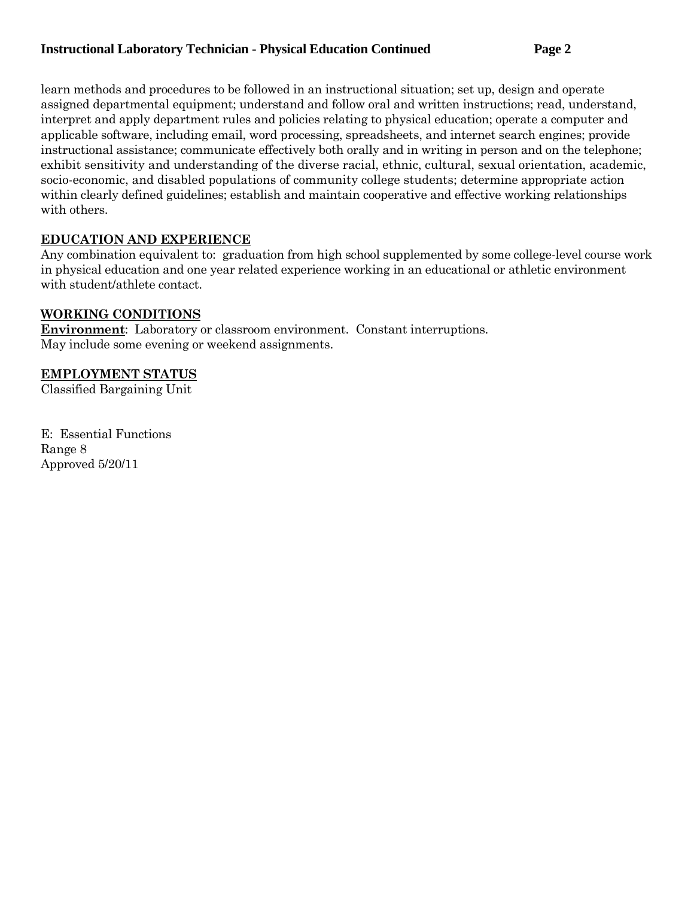learn methods and procedures to be followed in an instructional situation; set up, design and operate assigned departmental equipment; understand and follow oral and written instructions; read, understand, interpret and apply department rules and policies relating to physical education; operate a computer and applicable software, including email, word processing, spreadsheets, and internet search engines; provide instructional assistance; communicate effectively both orally and in writing in person and on the telephone; exhibit sensitivity and understanding of the diverse racial, ethnic, cultural, sexual orientation, academic, socio-economic, and disabled populations of community college students; determine appropriate action within clearly defined guidelines; establish and maintain cooperative and effective working relationships with others.

## EDUCATION AND EXPERIENCE

Any combination equivalent to: graduation from high school supplemented by some college-level course work in physical education and one year related experience working in an educational or athletic environment with student/athlete contact.

## WORKING CONDITIONS

**Environment**: Laboratory or classroom environment. Constant interruptions.
May include some evening or weekend assignments.

## EMPLOYMENT STATUS

Classified Bargaining Unit

E: Essential Functions
Range 8
Approved 5/20/11